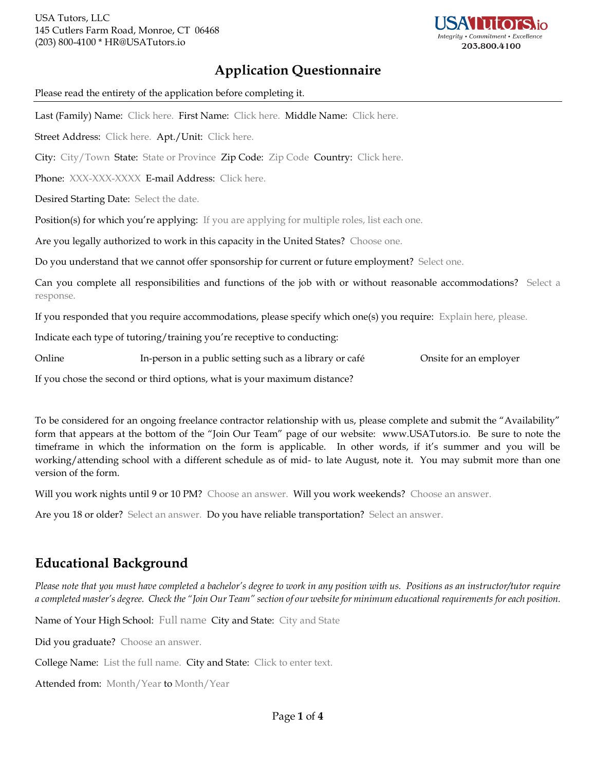USA Tutors, LLC
145 Cutlers Farm Road, Monroe, CT 06468
(203) 800-4100 * HR@USATutors.io

USATutors.io
Integrity • Commitment • Excellence
203.800.4100

# Application Questionnaire

Please read the entirety of the application before completing it.

---

Last (Family) Name: Click here. First Name: Click here. Middle Name: Click here.

Street Address: Click here. Apt./Unit: Click here.

City: City/Town State: State or Province Zip Code: Zip Code Country: Click here.

Phone: XXX-XXX-XXXX E-mail Address: Click here.

Desired Starting Date: Select the date.

Position(s) for which you're applying: If you are applying for multiple roles, list each one.

Are you legally authorized to work in this capacity in the United States? Choose one.

Do you understand that we cannot offer sponsorship for current or future employment? Select one.

Can you complete all responsibilities and functions of the job with or without reasonable accommodations? Select a response.

If you responded that you require accommodations, please specify which one(s) you require: Explain here, please.

Indicate each type of tutoring/training you're receptive to conducting:

Online In-person in a public setting such as a library or café Onsite for an employer

If you chose the second or third options, what is your maximum distance?

To be considered for an ongoing freelance contractor relationship with us, please complete and submit the "Availability" form that appears at the bottom of the "Join Our Team" page of our website: www.USATutors.io. Be sure to note the timeframe in which the information on the form is applicable. In other words, if it's summer and you will be working/attending school with a different schedule as of mid- to late August, note it. You may submit more than one version of the form.

Will you work nights until 9 or 10 PM? Choose an answer. Will you work weekends? Choose an answer.

Are you 18 or older? Select an answer. Do you have reliable transportation? Select an answer.

## Educational Background

*Please note that you must have completed a bachelor's degree to work in any position with us. Positions as an instructor/tutor require a completed master's degree. Check the "Join Our Team" section of our website for minimum educational requirements for each position.*

Name of Your High School: Full name City and State: City and State

Did you graduate? Choose an answer.

College Name: List the full name. City and State: Click to enter text.

Attended from: Month/Year to Month/Year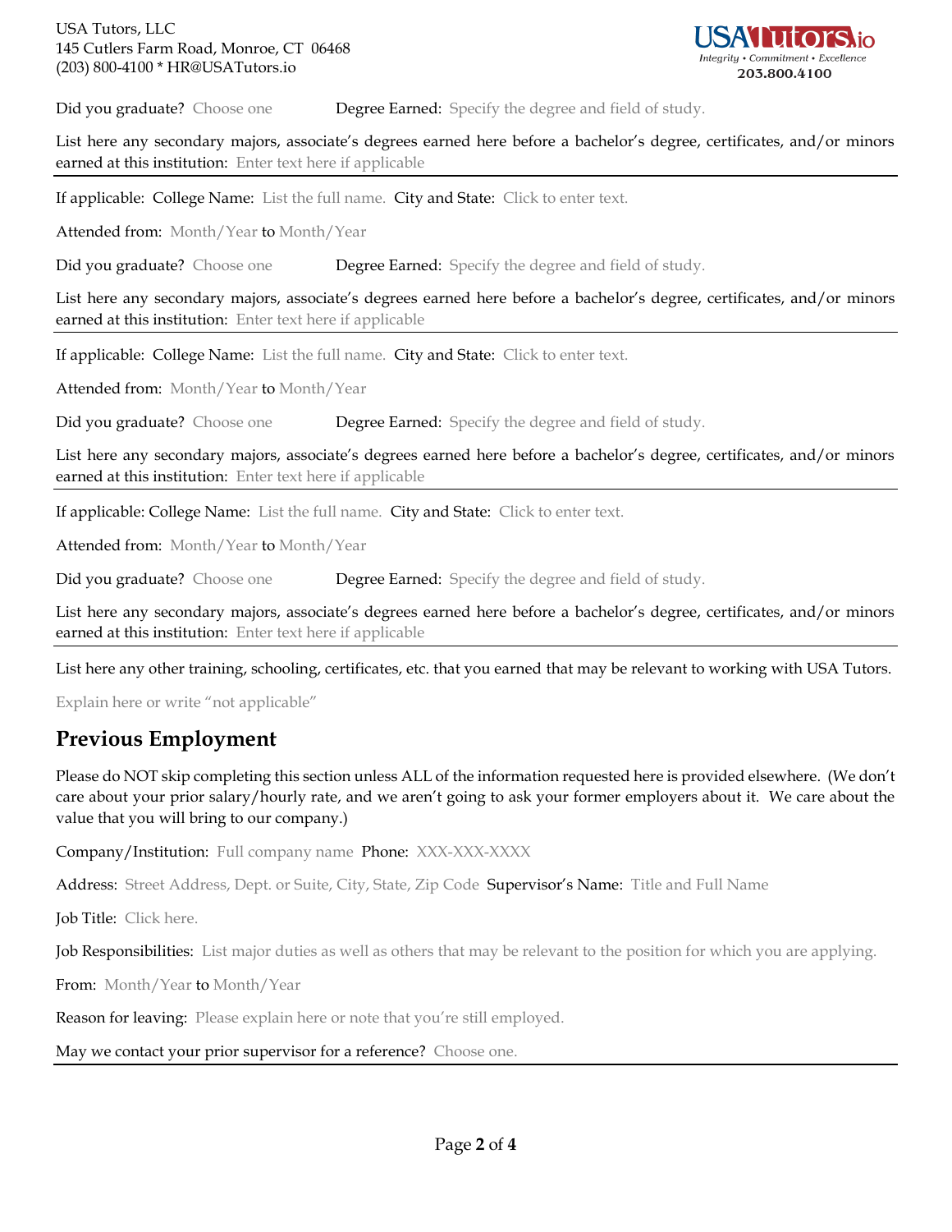Did you graduate? Choose one    Degree Earned: Specify the degree and field of study.

List here any secondary majors, associate's degrees earned here before a bachelor's degree, certificates, and/or minors earned at this institution: Enter text here if applicable

---

If applicable: College Name: List the full name. City and State: Click to enter text.

Attended from: Month/Year to Month/Year

Did you graduate? Choose one    Degree Earned: Specify the degree and field of study.

List here any secondary majors, associate's degrees earned here before a bachelor's degree, certificates, and/or minors earned at this institution: Enter text here if applicable

---

If applicable: College Name: List the full name. City and State: Click to enter text.

Attended from: Month/Year to Month/Year

Did you graduate? Choose one    Degree Earned: Specify the degree and field of study.

List here any secondary majors, associate's degrees earned here before a bachelor's degree, certificates, and/or minors earned at this institution: Enter text here if applicable

---

If applicable: College Name: List the full name. City and State: Click to enter text.

Attended from: Month/Year to Month/Year

Did you graduate? Choose one    Degree Earned: Specify the degree and field of study.

List here any secondary majors, associate's degrees earned here before a bachelor's degree, certificates, and/or minors earned at this institution: Enter text here if applicable

---

List here any other training, schooling, certificates, etc. that you earned that may be relevant to working with USA Tutors.

Explain here or write "not applicable"

## Previous Employment

Please do NOT skip completing this section unless ALL of the information requested here is provided elsewhere. (We don't care about your prior salary/hourly rate, and we aren't going to ask your former employers about it. We care about the value that you will bring to our company.)

Company/Institution: Full company name Phone: XXX-XXX-XXXX

Address: Street Address, Dept. or Suite, City, State, Zip Code Supervisor's Name: Title and Full Name

Job Title: Click here.

Job Responsibilities: List major duties as well as others that may be relevant to the position for which you are applying.

From: Month/Year to Month/Year

Reason for leaving: Please explain here or note that you're still employed.

May we contact your prior supervisor for a reference? Choose one.

---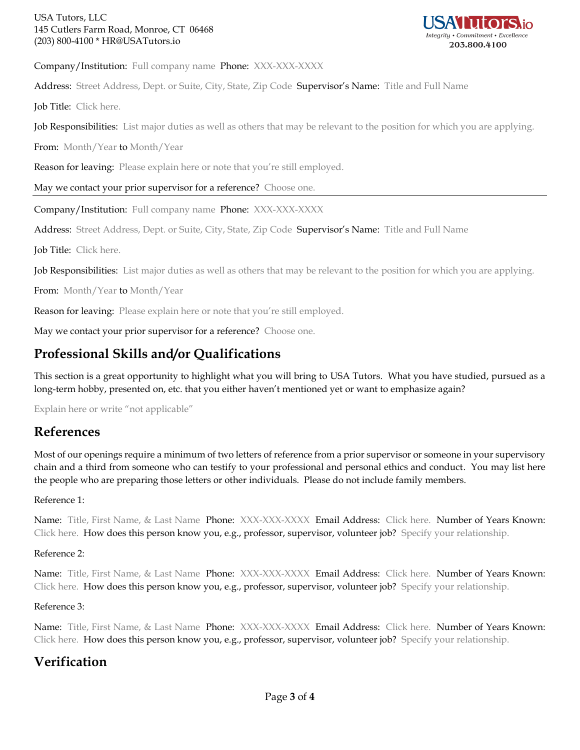Company/Institution: Full company name Phone: XXX-XXX-XXXX

Address: Street Address, Dept. or Suite, City, State, Zip Code Supervisor's Name: Title and Full Name

Job Title: Click here.

Job Responsibilities: List major duties as well as others that may be relevant to the position for which you are applying.

From: Month/Year to Month/Year

Reason for leaving: Please explain here or note that you're still employed.

May we contact your prior supervisor for a reference? Choose one.

---

Company/Institution: Full company name Phone: XXX-XXX-XXXX

Address: Street Address, Dept. or Suite, City, State, Zip Code Supervisor's Name: Title and Full Name

Job Title: Click here.

Job Responsibilities: List major duties as well as others that may be relevant to the position for which you are applying.

From: Month/Year to Month/Year

Reason for leaving: Please explain here or note that you're still employed.

May we contact your prior supervisor for a reference? Choose one.

## Professional Skills and/or Qualifications

This section is a great opportunity to highlight what you will bring to USA Tutors. What you have studied, pursued as a long-term hobby, presented on, etc. that you either haven't mentioned yet or want to emphasize again?

Explain here or write "not applicable"

## References

Most of our openings require a minimum of two letters of reference from a prior supervisor or someone in your supervisory chain and a third from someone who can testify to your professional and personal ethics and conduct. You may list here the people who are preparing those letters or other individuals. Please do not include family members.

Reference 1:

Name: Title, First Name, & Last Name Phone: XXX-XXX-XXXX Email Address: Click here. Number of Years Known: Click here. How does this person know you, e.g., professor, supervisor, volunteer job? Specify your relationship.

Reference 2:

Name: Title, First Name, & Last Name Phone: XXX-XXX-XXXX Email Address: Click here. Number of Years Known: Click here. How does this person know you, e.g., professor, supervisor, volunteer job? Specify your relationship.

Reference 3:

Name: Title, First Name, & Last Name Phone: XXX-XXX-XXXX Email Address: Click here. Number of Years Known: Click here. How does this person know you, e.g., professor, supervisor, volunteer job? Specify your relationship.

## Verification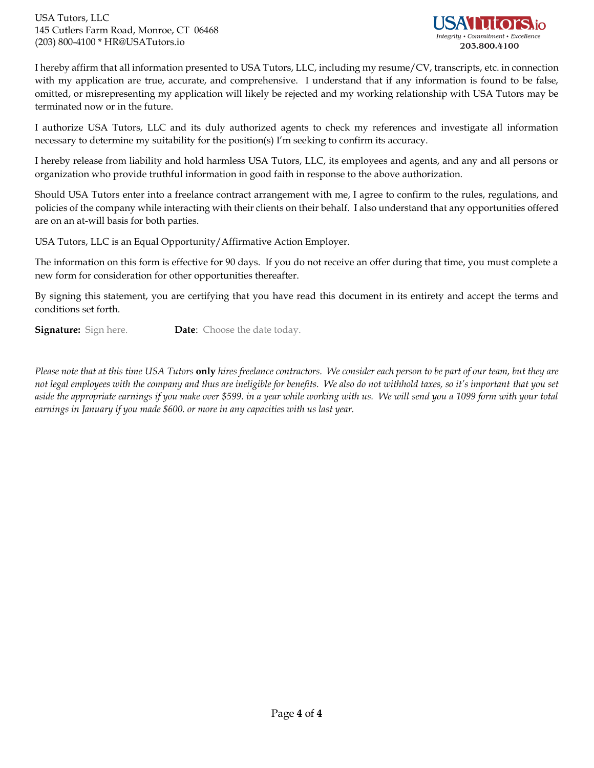USA Tutors, LLC
145 Cutlers Farm Road, Monroe, CT 06468
(203) 800-4100 * HR@USATutors.io

USATutors.io
*Integrity • Commitment • Excellence*
**203.800.4100**

I hereby affirm that all information presented to USA Tutors, LLC, including my resume/CV, transcripts, etc. in connection with my application are true, accurate, and comprehensive. I understand that if any information is found to be false, omitted, or misrepresenting my application will likely be rejected and my working relationship with USA Tutors may be terminated now or in the future.

I authorize USA Tutors, LLC and its duly authorized agents to check my references and investigate all information necessary to determine my suitability for the position(s) I'm seeking to confirm its accuracy.

I hereby release from liability and hold harmless USA Tutors, LLC, its employees and agents, and any and all persons or organization who provide truthful information in good faith in response to the above authorization.

Should USA Tutors enter into a freelance contract arrangement with me, I agree to confirm to the rules, regulations, and policies of the company while interacting with their clients on their behalf. I also understand that any opportunities offered are on an at-will basis for both parties.

USA Tutors, LLC is an Equal Opportunity/Affirmative Action Employer.

The information on this form is effective for 90 days. If you do not receive an offer during that time, you must complete a new form for consideration for other opportunities thereafter.

By signing this statement, you are certifying that you have read this document in its entirety and accept the terms and conditions set forth.

**Signature:** Sign here. **Date**: Choose the date today.

*Please note that at this time USA Tutors* **only** *hires freelance contractors. We consider each person to be part of our team, but they are not legal employees with the company and thus are ineligible for benefits. We also do not withhold taxes, so it's important that you set aside the appropriate earnings if you make over $599. in a year while working with us. We will send you a 1099 form with your total earnings in January if you made $600. or more in any capacities with us last year.*